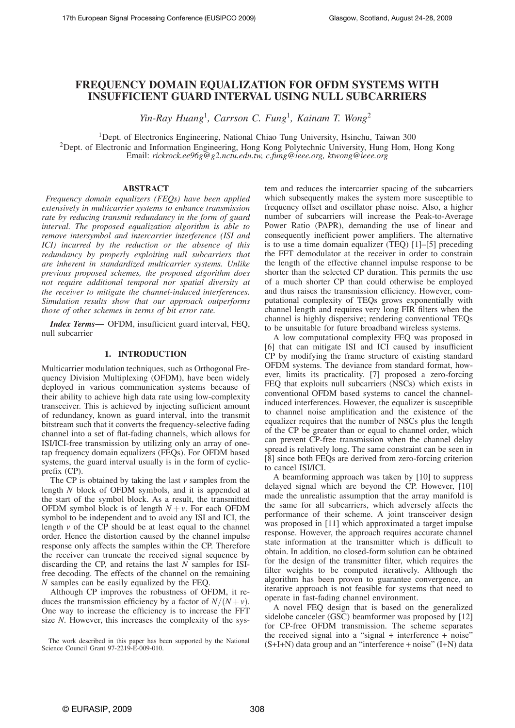# FREQUENCY DOMAIN EQUALIZATION FOR OFDM SYSTEMS WITH INSUFFICIENT GUARD INTERVAL USING NULL SUBCARRIERS

*Yin-Ray Huang*[1], *Carrson C. Fung*[1], *Kainam T. Wong*[2]

[1]Dept. of Electronics Engineering, National Chiao Tung University, Hsinchu, Taiwan 300
[2]Dept. of Electronic and Information Engineering, Hong Kong Polytechnic University, Hung Hom, Hong Kong
Email: *rickrock.ee96g@g2.nctu.edu.tw, c.fung@ieee.org, ktwong@ieee.org*

## ABSTRACT

*Frequency domain equalizers (FEQs) have been applied extensively in multicarrier systems to enhance transmission rate by reducing transmit redundancy in the form of guard interval. The proposed equalization algorithm is able to remove intersymbol and intercarrier interference (ISI and ICI) incurred by the reduction or the absence of this redundancy by properly exploiting null subcarriers that are inherent in standardized multicarrier systems. Unlike previous proposed schemes, the proposed algorithm does not require additional temporal nor spatial diversity at the receiver to mitigate the channel-induced interferences. Simulation results show that our approach outperforms those of other schemes in terms of bit error rate.*

***Index Terms*—** OFDM, insufficient guard interval, FEQ, null subcarrier

## 1. INTRODUCTION

Multicarrier modulation techniques, such as Orthogonal Frequency Division Multiplexing (OFDM), have been widely deployed in various communication systems because of their ability to achieve high data rate using low-complexity transceiver. This is achieved by injecting sufficient amount of redundancy, known as guard interval, into the transmit bitstream such that it converts the frequency-selective fading channel into a set of flat-fading channels, which allows for ISI/ICI-free transmission by utilizing only an array of one-tap frequency domain equalizers (FEQs). For OFDM based systems, the guard interval usually is in the form of cyclic-prefix (CP).

The CP is obtained by taking the last $v$ samples from the length $N$ block of OFDM symbols, and it is appended at the start of the symbol block. As a result, the transmitted OFDM symbol block is of length $N+v$. For each OFDM symbol to be independent and to avoid any ISI and ICI, the length $v$ of the CP should be at least equal to the channel order. Hence the distortion caused by the channel impulse response only affects the samples within the CP. Therefore the receiver can truncate the received signal sequence by discarding the CP, and retains the last $N$ samples for ISI-free decoding. The effects of the channel on the remaining $N$ samples can be easily equalized by the FEQ.

Although CP improves the robustness of OFDM, it reduces the transmission efficiency by a factor of $N/(N+v)$. One way to increase the efficiency is to increase the FFT size $N$. However, this increases the complexity of the system and reduces the intercarrier spacing of the subcarriers which subsequently makes the system more susceptible to frequency offset and oscillator phase noise. Also, a higher number of subcarriers will increase the Peak-to-Average Power Ratio (PAPR), demanding the use of linear and consequently inefficient power amplifiers. The alternative is to use a time domain equalizer (TEQ) [1]–[5] preceding the FFT demodulator at the receiver in order to constrain the length of the effective channel impulse response to be shorter than the selected CP duration. This permits the use of a much shorter CP than could otherwise be employed and thus raises the transmission efficiency. However, computational complexity of TEQs grows exponentially with channel length and requires very long FIR filters when the channel is highly dispersive; rendering conventional TEQs to be unsuitable for future broadband wireless systems.

A low computational complexity FEQ was proposed in [6] that can mitigate ISI and ICI caused by insufficient CP by modifying the frame structure of existing standard OFDM systems. The deviance from standard format, however, limits its practicality. [7] proposed a zero-forcing FEQ that exploits null subcarriers (NSCs) which exists in conventional OFDM based systems to cancel the channel-induced interferences. However, the equalizer is susceptible to channel noise amplification and the existence of the equalizer requires that the number of NSCs plus the length of the CP be greater than or equal to channel order, which can prevent CP-free transmission when the channel delay spread is relatively long. The same constraint can be seen in [8] since both FEQs are derived from zero-forcing criterion to cancel ISI/ICI.

A beamforming approach was taken by [10] to suppress delayed signal which are beyond the CP. However, [10] made the unrealistic assumption that the array manifold is the same for all subcarriers, which adversely affects the performance of their scheme. A joint transceiver design was proposed in [11] which approximated a target impulse response. However, the approach requires accurate channel state information at the transmitter which is difficult to obtain. In addition, no closed-form solution can be obtained for the design of the transmitter filter, which requires the filter weights to be computed iteratively. Although the algorithm has been proven to guarantee convergence, an iterative approach is not feasible for systems that need to operate in fast-fading channel environment.

A novel FEQ design that is based on the generalized sidelobe canceler (GSC) beamformer was proposed by [12] for CP-free OFDM transmission. The scheme separates the received signal into a "signal + interference + noise" (S+I+N) data group and an "interference + noise" (I+N) data

The work described in this paper has been supported by the National Science Council Grant 97-2219-E-009-010.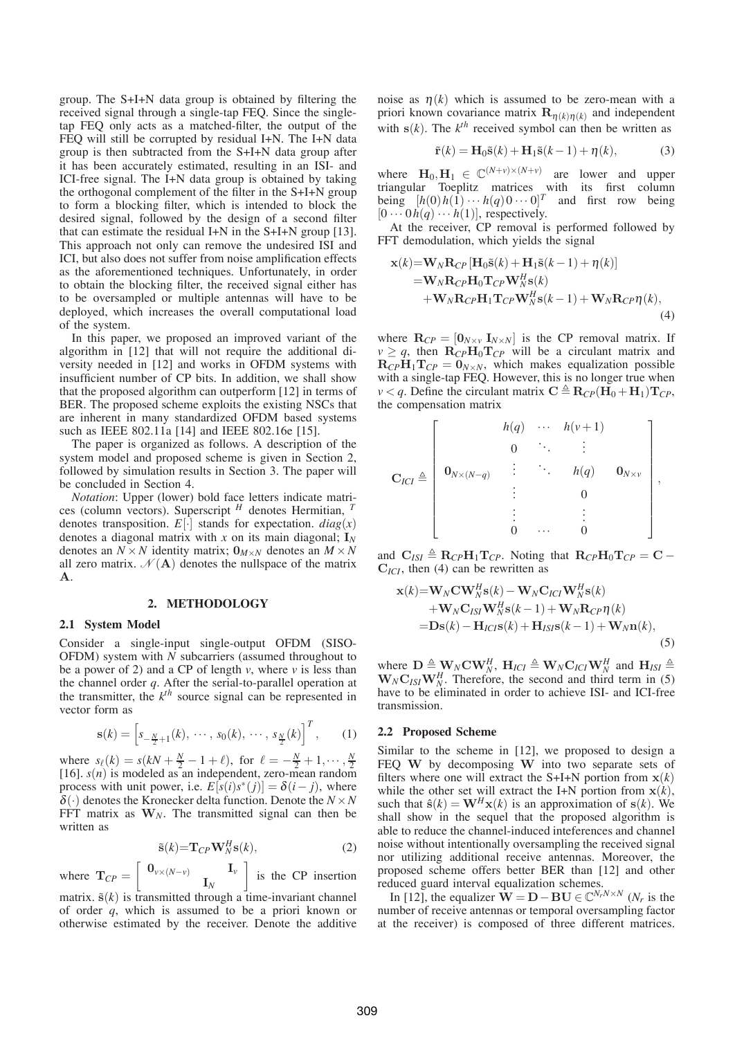group. The S+I+N data group is obtained by filtering the received signal through a single-tap FEQ. Since the single-tap FEQ only acts as a matched-filter, the output of the FEQ will still be corrupted by residual I+N. The I+N data group is then subtracted from the S+I+N data group after it has been accurately estimated, resulting in an ISI- and ICI-free signal. The I+N data group is obtained by taking the orthogonal complement of the filter in the S+I+N group to form a blocking filter, which is intended to block the desired signal, followed by the design of a second filter that can estimate the residual I+N in the S+I+N group [13]. This approach not only can remove the undesired ISI and ICI, but also does not suffer from noise amplification effects as the aforementioned techniques. Unfortunately, in order to obtain the blocking filter, the received signal either has to be oversampled or multiple antennas will have to be deployed, which increases the overall computational load of the system.

In this paper, we proposed an improved variant of the algorithm in [12] that will not require the additional diversity needed in [12] and works in OFDM systems with insufficient number of CP bits. In addition, we shall show that the proposed algorithm can outperform [12] in terms of BER. The proposed scheme exploits the existing NSCs that are inherent in many standardized OFDM based systems such as IEEE 802.11a [14] and IEEE 802.16e [15].

The paper is organized as follows. A description of the system model and proposed scheme is given in Section 2, followed by simulation results in Section 3. The paper will be concluded in Section 4.

*Notation*: Upper (lower) bold face letters indicate matrices (column vectors). Superscript $^H$ denotes Hermitian, $^T$ denotes transposition. $E[\cdot]$ stands for expectation. $diag(x)$ denotes a diagonal matrix with $x$ on its main diagonal; $\mathbf{I}_N$ denotes an $N\times N$ identity matrix; $\mathbf{0}_{M\times N}$ denotes an $M\times N$ all zero matrix. $\mathcal{N}(\mathbf{A})$ denotes the nullspace of the matrix $\mathbf{A}$.

## 2. METHODOLOGY

### 2.1 System Model

Consider a single-input single-output OFDM (SISO-OFDM) system with $N$ subcarriers (assumed throughout to be a power of 2) and a CP of length $v$, where $v$ is less than the channel order $q$. After the serial-to-parallel operation at the transmitter, the $k^{th}$ source signal can be represented in vector form as

$$\mathbf{s}(k) = \left[s_{-\frac{N}{2}+1}(k),\, \cdots,\, s_0(k),\, \cdots,\, s_{\frac{N}{2}}(k)\right]^T, \tag{1}$$

where $s_\ell(k) = s(kN+\frac{N}{2}-1+\ell)$, for $\ell = -\frac{N}{2}+1,\cdots,\frac{N}{2}$ [16]. $s(n)$ is modeled as an independent, zero-mean random process with unit power, i.e. $E[s(i)s^*(j)] = \delta(i-j)$, where $\delta(\cdot)$ denotes the Kronecker delta function. Denote the $N\times N$ FFT matrix as $\mathbf{W}_N$. The transmitted signal can then be written as

$$\tilde{\mathbf{s}}(k) = \mathbf{T}_{CP}\mathbf{W}_N^H\mathbf{s}(k), \tag{2}$$

where $\mathbf{T}_{CP} = \begin{bmatrix} \mathbf{0}_{v\times(N-v)} & \mathbf{I}_v \\ \mathbf{I}_N & \end{bmatrix}$ is the CP insertion matrix. $\tilde{\mathbf{s}}(k)$ is transmitted through a time-invariant channel of order $q$, which is assumed to be a priori known or otherwise estimated by the receiver. Denote the additive noise as $\eta(k)$ which is assumed to be zero-mean with a priori known covariance matrix $\mathbf{R}_{\eta(k)\eta(k)}$ and independent with $\mathbf{s}(k)$. The $k^{th}$ received symbol can then be written as

$$\tilde{\mathbf{r}}(k) = \mathbf{H}_0\tilde{\mathbf{s}}(k) + \mathbf{H}_1\tilde{\mathbf{s}}(k-1) + \eta(k), \tag{3}$$

where $\mathbf{H}_0, \mathbf{H}_1 \in \mathbb{C}^{(N+v)\times(N+v)}$ are lower and upper triangular Toeplitz matrices with its first column being $[h(0)\, h(1)\cdots h(q)\, 0\cdots 0]^T$ and first row being $[0\cdots 0\, h(q)\cdots h(1)]$, respectively.

At the receiver, CP removal is performed followed by FFT demodulation, which yields the signal

$$\begin{aligned}\mathbf{x}(k) =& \mathbf{W}_N\mathbf{R}_{CP}\left[\mathbf{H}_0\tilde{\mathbf{s}}(k) + \mathbf{H}_1\tilde{\mathbf{s}}(k-1) + \eta(k)\right] \\ =& \mathbf{W}_N\mathbf{R}_{CP}\mathbf{H}_0\mathbf{T}_{CP}\mathbf{W}_N^H\mathbf{s}(k) \\ &+ \mathbf{W}_N\mathbf{R}_{CP}\mathbf{H}_1\mathbf{T}_{CP}\mathbf{W}_N^H\mathbf{s}(k-1) + \mathbf{W}_N\mathbf{R}_{CP}\eta(k),\end{aligned} \tag{4}$$

where $\mathbf{R}_{CP} = [\mathbf{0}_{N\times v}\ \mathbf{I}_{N\times N}]$ is the CP removal matrix. If $v \geq q$, then $\mathbf{R}_{CP}\mathbf{H}_0\mathbf{T}_{CP}$ will be a circulant matrix and $\mathbf{R}_{CP}\mathbf{H}_1\mathbf{T}_{CP} = \mathbf{0}_{N\times N}$, which makes equalization possible with a single-tap FEQ. However, this is no longer true when $v < q$. Define the circulant matrix $\mathbf{C} \triangleq \mathbf{R}_{CP}(\mathbf{H}_0 + \mathbf{H}_1)\mathbf{T}_{CP}$, the compensation matrix

$$\mathbf{C}_{ICI} \triangleq \begin{bmatrix} & h(q) & \cdots & h(v+1) & \\ & 0 & \ddots & \vdots & \\ \mathbf{0}_{N\times(N-q)} & \vdots & \ddots & h(q) & \mathbf{0}_{N\times v} \\ & \vdots & & 0 & \\ & \vdots & & \vdots & \\ & 0 & \cdots & 0 & \end{bmatrix},$$

and $\mathbf{C}_{ISI} \triangleq \mathbf{R}_{CP}\mathbf{H}_1\mathbf{T}_{CP}$. Noting that $\mathbf{R}_{CP}\mathbf{H}_0\mathbf{T}_{CP} = \mathbf{C} - \mathbf{C}_{ICI}$, then (4) can be rewritten as

$$\begin{aligned}\mathbf{x}(k) =& \mathbf{W}_N\mathbf{C}\mathbf{W}_N^H\mathbf{s}(k) - \mathbf{W}_N\mathbf{C}_{ICI}\mathbf{W}_N^H\mathbf{s}(k) \\ &+ \mathbf{W}_N\mathbf{C}_{ISI}\mathbf{W}_N^H\mathbf{s}(k-1) + \mathbf{W}_N\mathbf{R}_{CP}\eta(k) \\ =& \mathbf{D}\mathbf{s}(k) - \mathbf{H}_{ICI}\mathbf{s}(k) + \mathbf{H}_{ISI}\mathbf{s}(k-1) + \mathbf{W}_N\mathbf{n}(k),\end{aligned} \tag{5}$$

where $\mathbf{D} \triangleq \mathbf{W}_N\mathbf{C}\mathbf{W}_N^H$, $\mathbf{H}_{ICI} \triangleq \mathbf{W}_N\mathbf{C}_{ICI}\mathbf{W}_N^H$ and $\mathbf{H}_{ISI} \triangleq \mathbf{W}_N\mathbf{C}_{ISI}\mathbf{W}_N^H$. Therefore, the second and third term in (5) have to be eliminated in order to achieve ISI- and ICI-free transmission.

### 2.2 Proposed Scheme

Similar to the scheme in [12], we proposed to design a FEQ $\mathbf{W}$ by decomposing $\mathbf{W}$ into two separate sets of filters where one will extract the S+I+N portion from $\mathbf{x}(k)$ while the other set will extract the I+N portion from $\mathbf{x}(k)$, such that $\hat{\mathbf{s}}(k) = \mathbf{W}^H\mathbf{x}(k)$ is an approximation of $\mathbf{s}(k)$. We shall show in the sequel that the proposed algorithm is able to reduce the channel-induced inteferences and channel noise without intentionally oversampling the received signal nor utilizing additional receive antennas. Moreover, the proposed scheme offers better BER than [12] and other reduced guard interval equalization schemes.

In [12], the equalizer $\mathbf{W} = \mathbf{D} - \mathbf{B}\mathbf{U} \in \mathbb{C}^{N_r N\times N}$ ($N_r$ is the number of receive antennas or temporal oversampling factor at the receiver) is composed of three different matrices.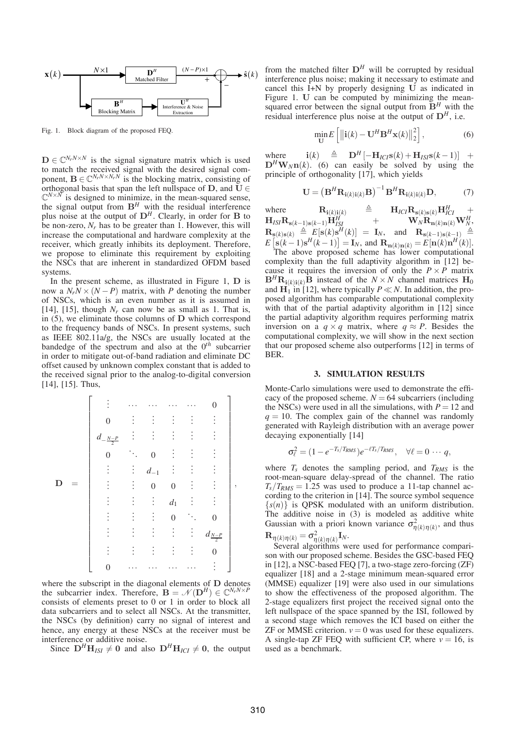Fig. 1. Block diagram of the proposed FEQ.

$\mathbf{D} \in \mathbb{C}^{N_r N \times N}$ is the signal signature matrix which is used to match the received signal with the desired signal component, $\mathbf{B} \in \mathbb{C}^{N_r N \times N_r N}$ is the blocking matrix, consisting of orthogonal basis that span the left nullspace of $\mathbf{D}$, and $\mathbf{U} \in \mathbb{C}^{N \times N}$ is designed to minimize, in the mean-squared sense, the signal output from $\mathbf{B}^H$ with the residual interference plus noise at the output of $\mathbf{D}^H$. Clearly, in order for $\mathbf{B}$ to be non-zero, $N_r$ has to be greater than 1. However, this will increase the computational and hardware complexity at the receiver, which greatly inhibits its deployment. Therefore, we propose to eliminate this requirement by exploiting the NSCs that are inherent in standardized OFDM based systems.

In the present scheme, as illustrated in Figure 1, $\mathbf{D}$ is now a $N_r N \times (N-P)$ matrix, with $P$ denoting the number of NSCs, which is an even number as it is assumed in [14], [15], though $N_r$ can now be as small as 1. That is, in (5), we eliminate those columns of $\mathbf{D}$ which correspond to the frequency bands of NSCs. In present systems, such as IEEE 802.11a/g, the NSCs are usually located at the bandedge of the spectrum and also at the $0^{th}$ subcarrier in order to mitigate out-of-band radiation and eliminate DC offset caused by unknown complex constant that is added to the received signal prior to the analog-to-digital conversion [14], [15]. Thus,

$$
\mathbf{D} = \begin{bmatrix}
\vdots & \cdots & \cdots & \cdots & \cdots & 0 \\
0 & \vdots & \vdots & \vdots & \vdots & \vdots \\
d_{-\frac{N-P}{2}} & \vdots & \vdots & \vdots & \vdots & \vdots \\
0 & \ddots & 0 & \vdots & \vdots & \vdots \\
\vdots & \vdots & d_{-1} & \vdots & \vdots & \vdots \\
\vdots & \vdots & 0 & 0 & \vdots & \vdots \\
\vdots & \vdots & \vdots & d_1 & \vdots & \vdots \\
\vdots & \vdots & \vdots & 0 & \ddots & 0 \\
\vdots & \vdots & \vdots & \vdots & \vdots & d_{\frac{N-P}{2}} \\
\vdots & \vdots & \vdots & \vdots & \vdots & 0 \\
0 & \cdots & \cdots & \cdots & \cdots & \vdots
\end{bmatrix},
$$

where the subscript in the diagonal elements of $\mathbf{D}$ denotes the subcarrier index. Therefore, $\mathbf{B} = \mathcal{N}(\mathbf{D}^H) \in \mathbb{C}^{N_r N \times P}$ consists of elements preset to 0 or 1 in order to block all data subcarriers and to select all NSCs. At the transmitter, the NSCs (by definition) carry no signal of interest and hence, any energy at these NSCs at the receiver must be interference or additive noise.

Since $\mathbf{D}^H \mathbf{H}_{ISI} \neq \mathbf{0}$ and also $\mathbf{D}^H \mathbf{H}_{ICI} \neq \mathbf{0}$, the output from the matched filter $\mathbf{D}^H$ will be corrupted by residual interference plus noise; making it necessary to estimate and cancel this I+N by properly designing $\mathbf{U}$ as indicated in Figure 1. $\mathbf{U}$ can be computed by minimizing the mean-squared error between the signal output from $\mathbf{B}^H$ with the residual interference plus noise at the output of $\mathbf{D}^H$, i.e.

$$\min_{\mathbf{U}} E\left[\left\|\mathbf{i}(k) - \mathbf{U}^H \mathbf{B}^H \mathbf{x}(k)\right\|_2^2\right], \tag{6}$$

where $\mathbf{i}(k) \triangleq \mathbf{D}^H[-\mathbf{H}_{ICI}\mathbf{s}(k) + \mathbf{H}_{ISI}\mathbf{s}(k-1)] + \mathbf{D}^H \mathbf{W}_N \mathbf{n}(k)$. (6) can easily be solved by using the principle of orthogonality [17], which yields

$$\mathbf{U} = \left(\mathbf{B}^H \mathbf{R}_{\mathbf{i}(k)\mathbf{i}(k)} \mathbf{B}\right)^{-1} \mathbf{B}^H \mathbf{R}_{\mathbf{i}(k)\mathbf{i}(k)} \mathbf{D}, \tag{7}$$

where $\mathbf{R}_{\mathbf{i}(k)\mathbf{i}(k)} \triangleq \mathbf{H}_{ICI}\mathbf{R}_{\mathbf{s}(k)\mathbf{s}(k)}\mathbf{H}_{ICI}^H + \mathbf{H}_{ISI}\mathbf{R}_{\mathbf{s}(k-1)\mathbf{s}(k-1)}\mathbf{H}_{ISI}^H + \mathbf{W}_N \mathbf{R}_{\mathbf{n}(k)\mathbf{n}(k)}\mathbf{W}_N^H$, $\mathbf{R}_{\mathbf{s}(k)\mathbf{s}(k)} \triangleq E[\mathbf{s}(k)\mathbf{s}^H(k)] = \mathbf{I}_N$, and $\mathbf{R}_{\mathbf{s}(k-1)\mathbf{s}(k-1)} \triangleq E\left[\mathbf{s}(k-1)\mathbf{s}^H(k-1)\right] = \mathbf{I}_N$, and $\mathbf{R}_{\mathbf{n}(k)\mathbf{n}(k)} = E[\mathbf{n}(k)\mathbf{n}^H(k)]$.

The above proposed scheme has lower computational complexity than the full adaptivity algorithm in [12] because it requires the inversion of only the $P \times P$ matrix $\mathbf{B}^H \mathbf{R}_{\mathbf{i}(k)\mathbf{i}(k)} \mathbf{B}$ instead of the $N \times N$ channel matrices $\mathbf{H}_0$ and $\mathbf{H}_1$ in [12], where typically $P \ll N$. In addition, the proposed algorithm has comparable computational complexity with that of the partial adaptivity algorithm in [12] since the partial adaptivity algorithm requires performing matrix inversion on a $q \times q$ matrix, where $q \approx P$. Besides the computational complexity, we will show in the next section that our proposed scheme also outperforms [12] in terms of BER.

## 3. SIMULATION RESULTS

Monte-Carlo simulations were used to demonstrate the efficacy of the proposed scheme. $N = 64$ subcarriers (including the NSCs) were used in all the simulations, with $P = 12$ and $q = 10$. The complex gain of the channel was randomly generated with Rayleigh distribution with an average power decaying exponentially [14]

$$\sigma_\ell^2 = (1 - e^{-T_s/T_{RMS}}) e^{-\ell T_s/T_{RMS}}, \quad \forall \ell = 0 \cdots q,$$

where $T_s$ denotes the sampling period, and $T_{RMS}$ is the root-mean-square delay-spread of the channel. The ratio $T_s/T_{RMS} = 1.25$ was used to produce a 11-tap channel according to the criterion in [14]. The source symbol sequence $\{s(n)\}$ is QPSK modulated with an uniform distribution. The additive noise in (3) is modeled as additive white Gaussian with a priori known variance $\sigma^2_{\eta(k)\eta(k)}$, and thus $\mathbf{R}_{\eta(k)\eta(k)} = \sigma^2_{\eta(k)\eta(k)} \mathbf{I}_N$.

Several algorithms were used for performance comparison with our proposed scheme. Besides the GSC-based FEQ in [12], a NSC-based FEQ [7], a two-stage zero-forcing (ZF) equalizer [18] and a 2-stage minimum mean-squared error (MMSE) equalizer [19] were also used in our simulations to show the effectiveness of the proposed algorithm. The 2-stage equalizers first project the received signal onto the left nullspace of the space spanned by the ISI, followed by a second stage which removes the ICI based on either the ZF or MMSE criterion. $v = 0$ was used for these equalizers. A single-tap ZF FEQ with sufficient CP, where $v = 16$, is used as a benchmark.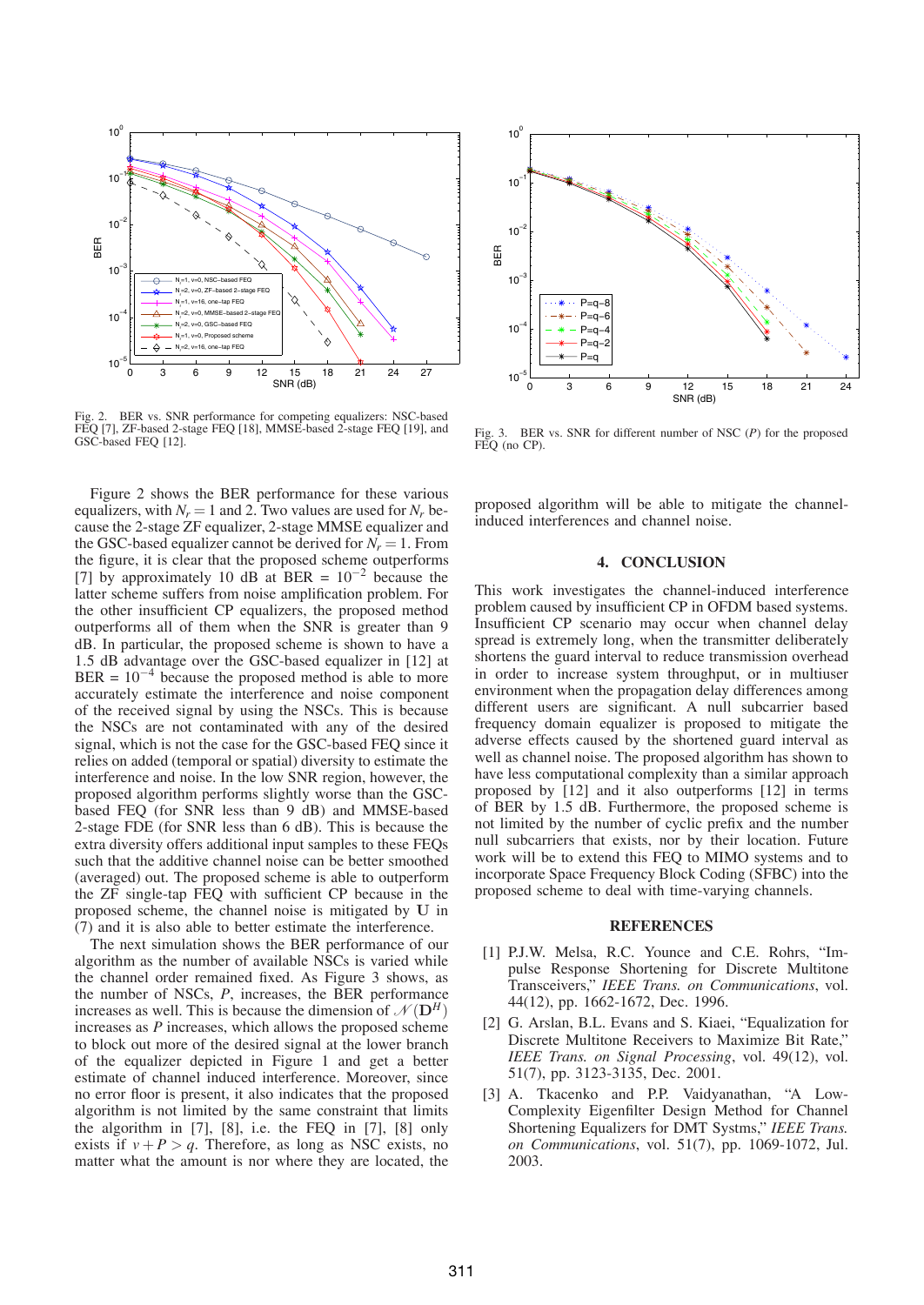Fig. 2. BER vs. SNR performance for competing equalizers: NSC-based FEQ [7], ZF-based 2-stage FEQ [18], MMSE-based 2-stage FEQ [19], and GSC-based FEQ [12].

Fig. 3. BER vs. SNR for different number of NSC ($P$) for the proposed FEQ (no CP).

Figure 2 shows the BER performance for these various equalizers, with $N_r = 1$ and 2. Two values are used for $N_r$ because the 2-stage ZF equalizer, 2-stage MMSE equalizer and the GSC-based equalizer cannot be derived for $N_r = 1$. From the figure, it is clear that the proposed scheme outperforms [7] by approximately 10 dB at BER = $10^{-2}$ because the latter scheme suffers from noise amplification problem. For the other insufficient CP equalizers, the proposed method outperforms all of them when the SNR is greater than 9 dB. In particular, the proposed scheme is shown to have a 1.5 dB advantage over the GSC-based equalizer in [12] at BER = $10^{-4}$ because the proposed method is able to more accurately estimate the interference and noise component of the received signal by using the NSCs. This is because the NSCs are not contaminated with any of the desired signal, which is not the case for the GSC-based FEQ since it relies on added (temporal or spatial) diversity to estimate the interference and noise. In the low SNR region, however, the proposed algorithm performs slightly worse than the GSC-based FEQ (for SNR less than 9 dB) and MMSE-based 2-stage FDE (for SNR less than 6 dB). This is because the extra diversity offers additional input samples to these FEQs such that the additive channel noise can be better smoothed (averaged) out. The proposed scheme is able to outperform the ZF single-tap FEQ with sufficient CP because in the proposed scheme, the channel noise is mitigated by $\mathbf{U}$ in (7) and it is also able to better estimate the interference.

The next simulation shows the BER performance of our algorithm as the number of available NSCs is varied while the channel order remained fixed. As Figure 3 shows, as the number of NSCs, $P$, increases, the BER performance increases as well. This is because the dimension of $\mathcal{N}(\mathbf{D}^H)$ increases as $P$ increases, which allows the proposed scheme to block out more of the desired signal at the lower branch of the equalizer depicted in Figure 1 and get a better estimate of channel induced interference. Moreover, since no error floor is present, it also indicates that the proposed algorithm is not limited by the same constraint that limits the algorithm in [7], [8], i.e. the FEQ in [7], [8] only exists if $v + P > q$. Therefore, as long as NSC exists, no matter what the amount is nor where they are located, the proposed algorithm will be able to mitigate the channel-induced interferences and channel noise.

## 4. CONCLUSION

This work investigates the channel-induced interference problem caused by insufficient CP in OFDM based systems. Insufficient CP scenario may occur when channel delay spread is extremely long, when the transmitter deliberately shortens the guard interval to reduce transmission overhead in order to increase system throughput, or in multiuser environment when the propagation delay differences among different users are significant. A null subcarrier based frequency domain equalizer is proposed to mitigate the adverse effects caused by the shortened guard interval as well as channel noise. The proposed algorithm has shown to have less computational complexity than a similar approach proposed by [12] and it also outperforms [12] in terms of BER by 1.5 dB. Furthermore, the proposed scheme is not limited by the number of cyclic prefix and the number null subcarriers that exists, nor by their location. Future work will be to extend this FEQ to MIMO systems and to incorporate Space Frequency Block Coding (SFBC) into the proposed scheme to deal with time-varying channels.

## REFERENCES

[1] P.J.W. Melsa, R.C. Younce and C.E. Rohrs, "Impulse Response Shortening for Discrete Multitone Transceivers," *IEEE Trans. on Communications*, vol. 44(12), pp. 1662-1672, Dec. 1996.

[2] G. Arslan, B.L. Evans and S. Kiaei, "Equalization for Discrete Multitone Receivers to Maximize Bit Rate," *IEEE Trans. on Signal Processing*, vol. 49(12), vol. 51(7), pp. 3123-3135, Dec. 2001.

[3] A. Tkacenko and P.P. Vaidyanathan, "A Low-Complexity Eigenfilter Design Method for Channel Shortening Equalizers for DMT Systms," *IEEE Trans. on Communications*, vol. 51(7), pp. 1069-1072, Jul. 2003.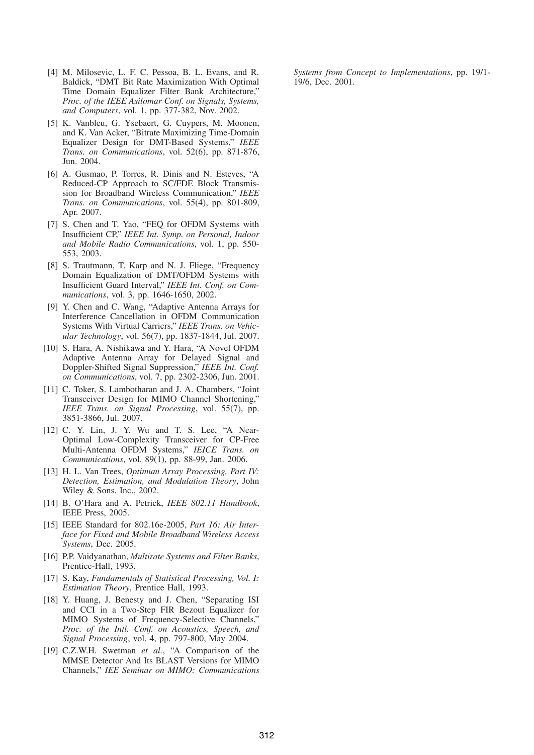[4] M. Milosevic, L. F. C. Pessoa, B. L. Evans, and R. Baldick, "DMT Bit Rate Maximization With Optimal Time Domain Equalizer Filter Bank Architecture," *Proc. of the IEEE Asilomar Conf. on Signals, Systems, and Computers*, vol. 1, pp. 377-382, Nov. 2002.

[5] K. Vanbleu, G. Ysebaert, G. Cuypers, M. Moonen, and K. Van Acker, "Bitrate Maximizing Time-Domain Equalizer Design for DMT-Based Systems," *IEEE Trans. on Communications*, vol. 52(6), pp. 871-876, Jun. 2004.

[6] A. Gusmao, P. Torres, R. Dinis and N. Esteves, "A Reduced-CP Approach to SC/FDE Block Transmission for Broadband Wireless Communication," *IEEE Trans. on Communications*, vol. 55(4), pp. 801-809, Apr. 2007.

[7] S. Chen and T. Yao, "FEQ for OFDM Systems with Insufficient CP," *IEEE Int. Symp. on Personal, Indoor and Mobile Radio Communications*, vol. 1, pp. 550-553, 2003.

[8] S. Trautmann, T. Karp and N. J. Fliege, "Frequency Domain Equalization of DMT/OFDM Systems with Insufficient Guard Interval," *IEEE Int. Conf. on Communications*, vol. 3, pp. 1646-1650, 2002.

[9] Y. Chen and C. Wang, "Adaptive Antenna Arrays for Interference Cancellation in OFDM Communication Systems With Virtual Carriers," *IEEE Trans. on Vehicular Technology*, vol. 56(7), pp. 1837-1844, Jul. 2007.

[10] S. Hara, A. Nishikawa and Y. Hara, "A Novel OFDM Adaptive Antenna Array for Delayed Signal and Doppler-Shifted Signal Suppression," *IEEE Int. Conf. on Communications*, vol. 7, pp. 2302-2306, Jun. 2001.

[11] C. Toker, S. Lambotharan and J. A. Chambers, "Joint Transceiver Design for MIMO Channel Shortening," *IEEE Trans. on Signal Processing*, vol. 55(7), pp. 3851-3866, Jul. 2007.

[12] C. Y. Lin, J. Y. Wu and T. S. Lee, "A Near-Optimal Low-Complexity Transceiver for CP-Free Multi-Antenna OFDM Systems," *IEICE Trans. on Communications*, vol. 89(1), pp. 88-99, Jan. 2006.

[13] H. L. Van Trees, *Optimum Array Processing, Part IV: Detection, Estimation, and Modulation Theory*, John Wiley & Sons. Inc., 2002.

[14] B. O'Hara and A. Petrick, *IEEE 802.11 Handbook*, IEEE Press, 2005.

[15] IEEE Standard for 802.16e-2005, *Part 16: Air Interface for Fixed and Mobile Broadband Wireless Access Systems*, Dec. 2005.

[16] P.P. Vaidyanathan, *Multirate Systems and Filter Banks*, Prentice-Hall, 1993.

[17] S. Kay, *Fundamentals of Statistical Processing, Vol. I: Estimation Theory*, Prentice Hall, 1993.

[18] Y. Huang, J. Benesty and J. Chen, "Separating ISI and CCI in a Two-Step FIR Bezout Equalizer for MIMO Systems of Frequency-Selective Channels," *Proc. of the Intl. Conf. on Acoustics, Speech, and Signal Processing*, vol. 4, pp. 797-800, May 2004.

[19] C.Z.W.H. Swetman *et al.*, "A Comparison of the MMSE Detector And Its BLAST Versions for MIMO Channels," *IEE Seminar on MIMO: Communications Systems from Concept to Implementations*, pp. 19/1-19/6, Dec. 2001.